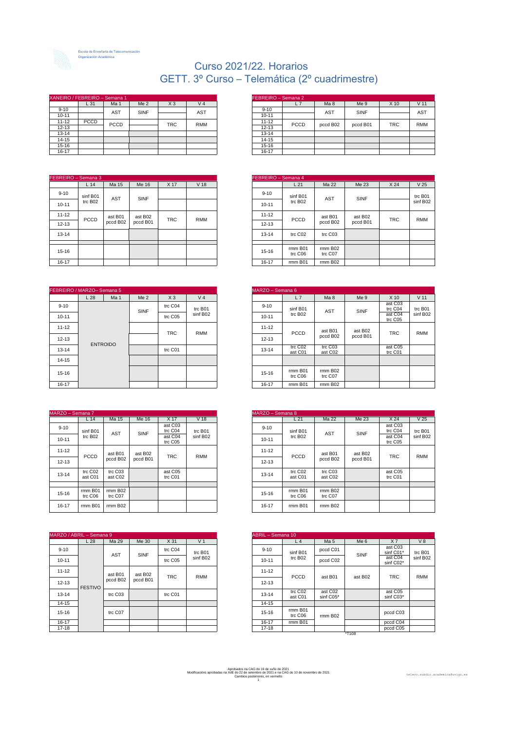Escola de Enxeñaría de Telecomunicación
Organización Académica

# Curso 2021/22. Horarios
# GETT. 3º Curso – Telemática (2º cuadrimestre)

**XANEIRO / FEBREIRO – Semana 1**

| | L 31 | Ma 1 | Me 2 | X 3 | V 4 |
|---|---|---|---|---|---|
| 9-10 | | AST | SINF | | AST |
| 10-11 | | | | | |
| 11-12 | PCCD | PCCD | | TRC | RMM |
| 12-13 | | | | | |
| 13-14 | | | | | |
| 14-15 | | | | | |
| 15-16 | | | | | |
| 16-17 | | | | | |

**FEBREIRO – Semana 2**

| | L 7 | Ma 8 | Me 9 | X 10 | V 11 |
|---|---|---|---|---|---|
| 9-10 | | AST | SINF | | AST |
| 10-11 | | | | | |
| 11-12 | PCCD | pccd B02 | pccd B01 | TRC | RMM |
| 12-13 | | | | | |
| 13-14 | | | | | |
| 14-15 | | | | | |
| 15-16 | | | | | |
| 16-17 | | | | | |

**FEBREIRO – Semana 3**

| | L 14 | Ma 15 | Me 16 | X 17 | V 18 |
|---|---|---|---|---|---|
| 9-10 | sinf B01 trc B02 | AST | SINF | | |
| 10-11 | | | | | |
| 11-12 | PCCD | ast B01 pccd B02 | ast B02 pccd B01 | TRC | RMM |
| 12-13 | | | | | |
| 13-14 | | | | | |
| 15-16 | | | | | |
| 16-17 | | | | | |

**FEBREIRO – Semana 4**

| | L 21 | Ma 22 | Me 23 | X 24 | V 25 |
|---|---|---|---|---|---|
| 9-10 | sinf B01 trc B02 | AST | SINF | | trc B01 sinf B02 |
| 10-11 | | | | | |
| 11-12 | PCCD | ast B01 pccd B02 | ast B02 pccd B01 | TRC | RMM |
| 12-13 | | | | | |
| 13-14 | trc C02 | trc C03 | | | |
| 15-16 | rmm B01 trc C06 | rmm B02 trc C07 | | | |
| 16-17 | rmm B01 | rmm B02 | | | |

**FEBREIRO / MARZO– Semana 5**

| | L 28 | Ma 1 | Me 2 | X 3 | V 4 |
|---|---|---|---|---|---|
| 9-10 | ENTROIDO | | SINF | trc C04 | trc B01 sinf B02 |
| 10-11 | | | | trc C05 | |
| 11-12 | | | | TRC | RMM |
| 12-13 | | | | | |
| 13-14 | | | | trc C01 | |
| 14-15 | | | | | |
| 15-16 | | | | | |
| 16-17 | | | | | |

**MARZO – Semana 6**

| | L 7 | Ma 8 | Me 9 | X 10 | V 11 |
|---|---|---|---|---|---|
| 9-10 | sinf B01 trc B02 | AST | SINF | ast C03 trc C04 | trc B01 sinf B02 |
| 10-11 | | | | ast C04 trc C05 | |
| 11-12 | PCCD | ast B01 pccd B02 | ast B02 pccd B01 | TRC | RMM |
| 12-13 | | | | | |
| 13-14 | trc C02 ast C01 | trc C03 ast C02 | | ast C05 trc C01 | |
| | | | | | |
| 15-16 | rmm B01 trc C06 | rmm B02 trc C07 | | | |
| 16-17 | rmm B01 | rmm B02 | | | |

**MARZO – Semana 7**

| | L 14 | Ma 15 | Me 16 | X 17 | V 18 |
|---|---|---|---|---|---|
| 9-10 | sinf B01 trc B02 | AST | SINF | ast C03 trc C04 | trc B01 sinf B02 |
| 10-11 | | | | ast C04 trc C05 | |
| 11-12 | PCCD | ast B01 pccd B02 | ast B02 pccd B01 | TRC | RMM |
| 12-13 | | | | | |
| 13-14 | trc C02 ast C01 | trc C03 ast C02 | | ast C05 trc C01 | |
| 15-16 | rmm B01 trc C06 | rmm B02 trc C07 | | | |
| 16-17 | rmm B01 | rmm B02 | | | |

**MARZO – Semana 8**

| | L 21 | Ma 22 | Me 23 | X 24 | V 25 |
|---|---|---|---|---|---|
| 9-10 | sinf B01 trc B02 | AST | SINF | ast C03 trc C04 | trc B01 sinf B02 |
| 10-11 | | | | ast C04 trc C05 | |
| 11-12 | PCCD | ast B01 pccd B02 | ast B02 pccd B01 | TRC | RMM |
| 12-13 | | | | | |
| 13-14 | trc C02 ast C01 | trc C03 ast C02 | | ast C05 trc C01 | |
| 15-16 | rmm B01 trc C06 | rmm B02 trc C07 | | | |
| 16-17 | rmm B01 | rmm B02 | | | |

**MARZO / ABRIL – Semana 9**

| | L 28 | Ma 29 | Me 30 | X 31 | V 1 |
|---|---|---|---|---|---|
| 9-10 | FESTIVO | AST | SINF | trc C04 | trc B01 sinf B02 |
| 10-11 | | | | trc C05 | |
| 11-12 | | ast B01 pccd B02 | ast B02 pccd B01 | TRC | RMM |
| 12-13 | | | | | |
| 13-14 | | trc C03 | | trc C01 | |
| 14-15 | | | | | |
| 15-16 | | trc C07 | | | |
| 16-17 | | | | | |
| 17-18 | | | | | |

**ABRIL – Semana 10**

| | L 4 | Ma 5 | Me 6 | X 7 | V 8 |
|---|---|---|---|---|---|
| 9-10 | sinf B01 trc B02 | pccd C01 | SINF | ast C03 sinf C01* | trc B01 sinf B02 |
| 10-11 | | pccd C02 | | ast C04 sinf C02* | |
| 11-12 | PCCD | ast B01 | ast B02 | TRC | RMM |
| 12-13 | | | | | |
| 13-14 | trc C02 ast C01 | ast C02 sinf C05* | | ast C05 sinf C03* | |
| 14-15 | | | | | |
| 15-16 | rmm B01 trc C06 | rmm B02 | | pccd C03 | |
| 16-17 | rmm B01 | | | pccd C04 | |
| 17-18 | | | | pccd C05 | |

*T108

Aprobados na CAG do 16 de xuño de 2021
Modificacións aprobadas na XdE do 22 de setembro de 2021 e na CAG de 10 de novembro de 2021
Cambios posteriores, en vermello

teleco.subdir.academica@uvigo.es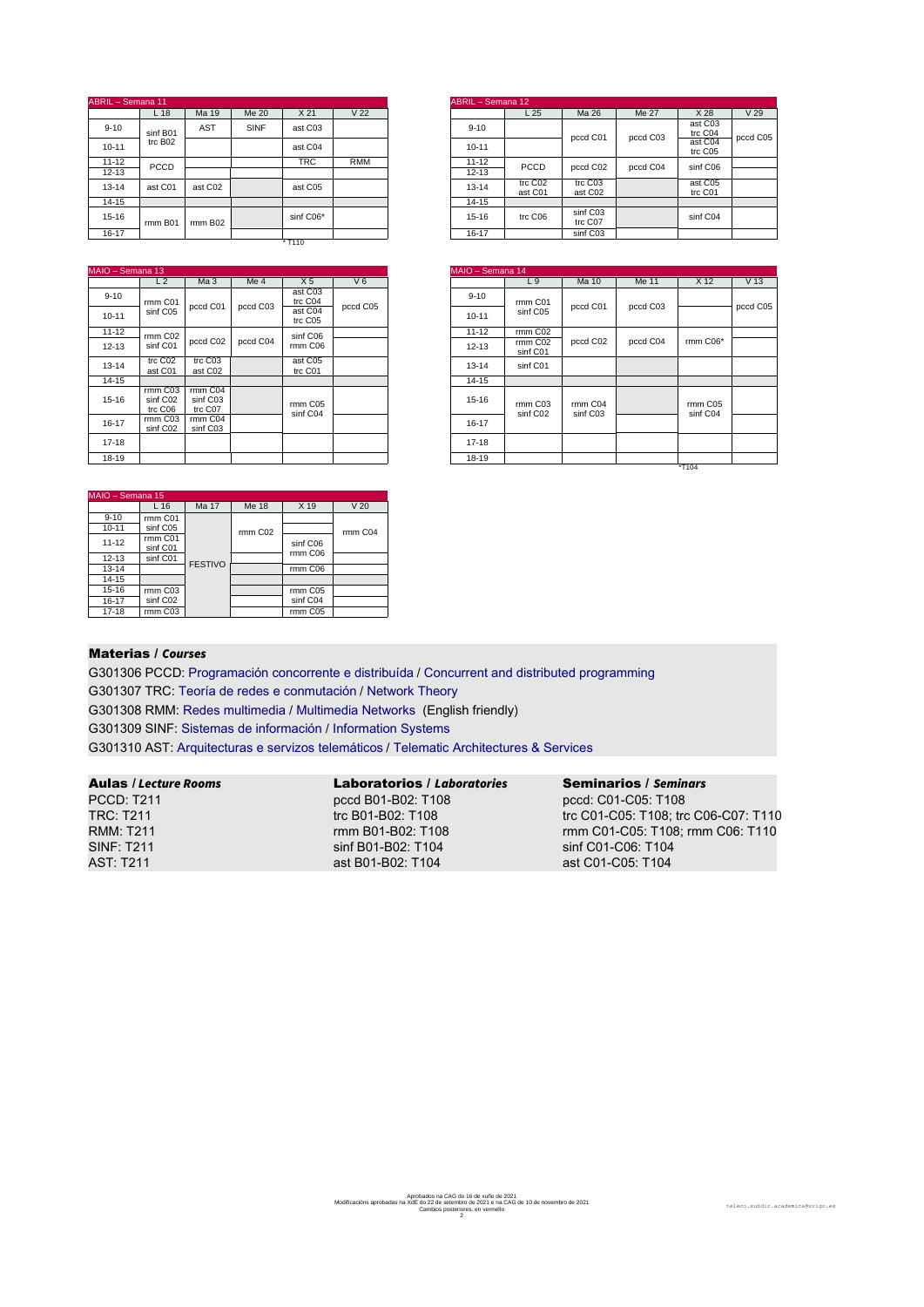ABRIL – Semana 11

| | L 18 | Ma 19 | Me 20 | X 21 | V 22 |
|---|---|---|---|---|---|
| 9-10 | sinf B01<br>trc B02 | AST | SINF | ast C03 | |
| 10-11 | | | | ast C04 | |
| 11-12 | PCCD | | | TRC | RMM |
| 12-13 | | | | | |
| 13-14 | ast C01 | ast C02 | | ast C05 | |
| 14-15 | | | | | |
| 15-16 | rmm B01 | rmm B02 | | sinf C06* | |
| 16-17 | | | | | |

* T110

ABRIL – Semana 12

| | L 25 | Ma 26 | Me 27 | X 28 | V 29 |
|---|---|---|---|---|---|
| 9-10 | | pccd C01 | pccd C03 | ast C03<br>trc C04 | pccd C05 |
| 10-11 | | | | ast C04<br>trc C05 | |
| 11-12 | PCCD | pccd C02 | pccd C04 | sinf C06 | |
| 12-13 | | | | | |
| 13-14 | trc C02<br>ast C01 | trc C03<br>ast C02 | | ast C05<br>trc C01 | |
| 14-15 | | | | | |
| 15-16 | trc C06 | sinf C03<br>trc C07 | | sinf C04 | |
| 16-17 | | sinf C03 | | | |

MAIO – Semana 13

| | L 2 | Ma 3 | Me 4 | X 5 | V 6 |
|---|---|---|---|---|---|
| 9-10 | rmm C01<br>sinf C05 | pccd C01 | pccd C03 | ast C03<br>trc C04 | pccd C05 |
| 10-11 | | | | ast C04<br>trc C05 | |
| 11-12 | rmm C02<br>sinf C01 | pccd C02 | pccd C04 | sinf C06<br>rmm C06 | |
| 12-13 | | | | | |
| 13-14 | trc C02<br>ast C01 | trc C03<br>ast C02 | | ast C05<br>trc C01 | |
| 14-15 | | | | | |
| 15-16 | rmm C03<br>sinf C02<br>trc C06 | rmm C04<br>sinf C03<br>trc C07 | | rmm C05<br>sinf C04 | |
| 16-17 | rmm C03<br>sinf C02 | rmm C04<br>sinf C03 | | | |
| 17-18 | | | | | |
| 18-19 | | | | | |

MAIO – Semana 14

| | L 9 | Ma 10 | Me 11 | X 12 | V 13 |
|---|---|---|---|---|---|
| 9-10 | rmm C01<br>sinf C05 | pccd C01 | pccd C03 | | pccd C05 |
| 10-11 | | | | | |
| 11-12 | rmm C02 | pccd C02 | pccd C04 | rmm C06* | |
| 12-13 | rmm C02<br>sinf C01 | | | | |
| 13-14 | sinf C01 | | | | |
| 14-15 | | | | | |
| 15-16 | rmm C03<br>sinf C02 | rmm C04<br>sinf C03 | | rmm C05<br>sinf C04 | |
| 16-17 | | | | | |
| 17-18 | | | | | |
| 18-19 | | | | | |

*T104

MAIO – Semana 15

| | L 16 | Ma 17 | Me 18 | X 19 | V 20 |
|---|---|---|---|---|---|
| 9-10 | rmm C01 | FESTIVO | rmm C02 | | rmm C04 |
| 10-11 | sinf C05 | | | | |
| 11-12 | rmm C01<br>sinf C01 | | | sinf C06<br>rmm C06 | |
| 12-13 | sinf C01 | | | | |
| 13-14 | | | | rmm C06 | |
| 14-15 | | | | | |
| 15-16 | rmm C03 | | | rmm C05 | |
| 16-17 | sinf C02 | | | sinf C04 | |
| 17-18 | rmm C03 | | | rmm C05 | |

## Materias / *Courses*

G301306 PCCD: Programación concorrente e distribuída / Concurrent and distributed programming
G301307 TRC: Teoría de redes e conmutación / Network Theory
G301308 RMM: Redes multimedia / Multimedia Networks (English friendly)
G301309 SINF: Sistemas de información / Information Systems
G301310 AST: Arquitecturas e servizos telemáticos / Telematic Architectures & Services

## Aulas / *Lecture Rooms*

PCCD: T211
TRC: T211
RMM: T211
SINF: T211
AST: T211

## Laboratorios / *Laboratories*

pccd B01-B02: T108
trc B01-B02: T108
rmm B01-B02: T108
sinf B01-B02: T104
ast B01-B02: T104

## Seminarios / *Seminars*

pccd: C01-C05: T108
trc C01-C05: T108; trc C06-C07: T110
rmm C01-C05: T108; rmm C06: T110
sinf C01-C06: T104
ast C01-C05: T104

Aprobados na CAG do 16 de xuño de 2021
Modificacións aprobadas na XdE do 22 de setembro de 2021 e na CAG de 10 de novembro de 2021
Cambios posteriores, en vermello

teleco.subdir.academica@uvigo.es